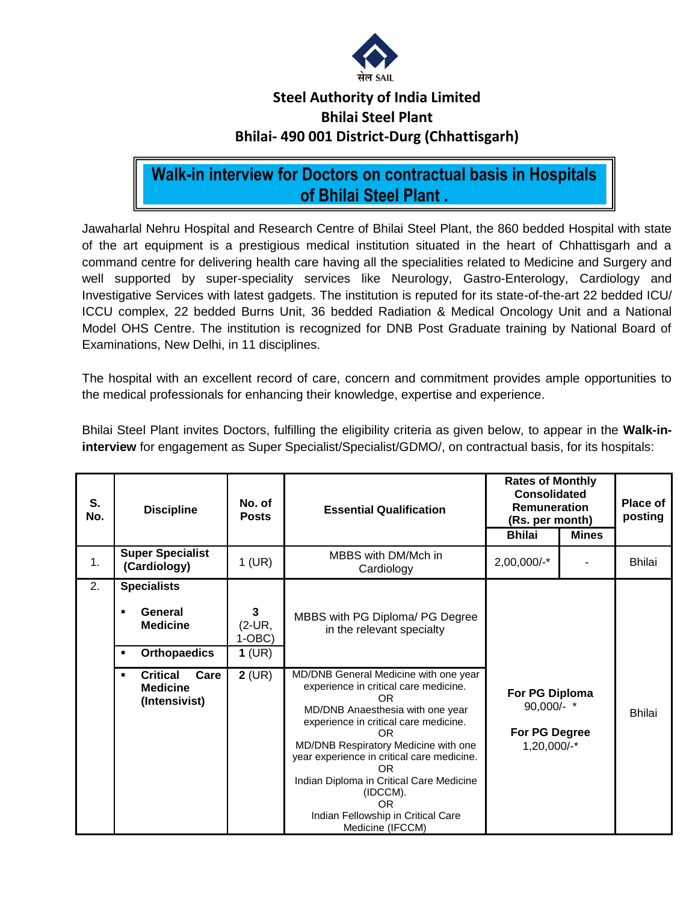सेल SAIL

# Steel Authority of India Limited
## Bhilai Steel Plant
### Bhilai- 490 001 District-Durg (Chhattisgarh)

## Walk-in interview for Doctors on contractual basis in Hospitals of Bhilai Steel Plant .

Jawaharlal Nehru Hospital and Research Centre of Bhilai Steel Plant, the 860 bedded Hospital with state of the art equipment is a prestigious medical institution situated in the heart of Chhattisgarh and a command centre for delivering health care having all the specialities related to Medicine and Surgery and well supported by super-speciality services like Neurology, Gastro-Enterology, Cardiology and Investigative Services with latest gadgets. The institution is reputed for its state-of-the-art 22 bedded ICU/ ICCU complex, 22 bedded Burns Unit, 36 bedded Radiation & Medical Oncology Unit and a National Model OHS Centre. The institution is recognized for DNB Post Graduate training by National Board of Examinations, New Delhi, in 11 disciplines.

The hospital with an excellent record of care, concern and commitment provides ample opportunities to the medical professionals for enhancing their knowledge, expertise and experience.

Bhilai Steel Plant invites Doctors, fulfilling the eligibility criteria as given below, to appear in the **Walk-in-interview** for engagement as Super Specialist/Specialist/GDMO/, on contractual basis, for its hospitals:

| S. No. | Discipline | No. of Posts | Essential Qualification | Rates of Monthly Consolidated Remuneration (Rs. per month) | | Place of posting |
|---|---|---|---|---|---|---|
| | | | | Bhilai | Mines | |
| 1. | **Super Specialist (Cardiology)** | 1 (UR) | MBBS with DM/Mch in Cardiology | 2,00,000/-* | - | Bhilai |
| 2. | **Specialists** | | | | | |
| | ▪ **General Medicine** | **3** (2-UR, 1-OBC) | MBBS with PG Diploma/ PG Degree in the relevant specialty | **For PG Diploma** 90,000/- * **For PG Degree** 1,20,000/-* | | Bhilai |
| | ▪ **Orthopaedics** | **1** (UR) | MBBS with PG Diploma/ PG Degree in the relevant specialty | | | |
| | ▪ **Critical Care Medicine (Intensivist)** | **2** (UR) | MD/DNB General Medicine with one year experience in critical care medicine. OR MD/DNB Anaesthesia with one year experience in critical care medicine. OR MD/DNB Respiratory Medicine with one year experience in critical care medicine. OR Indian Diploma in Critical Care Medicine (IDCCM). OR Indian Fellowship in Critical Care Medicine (IFCCM) | | | |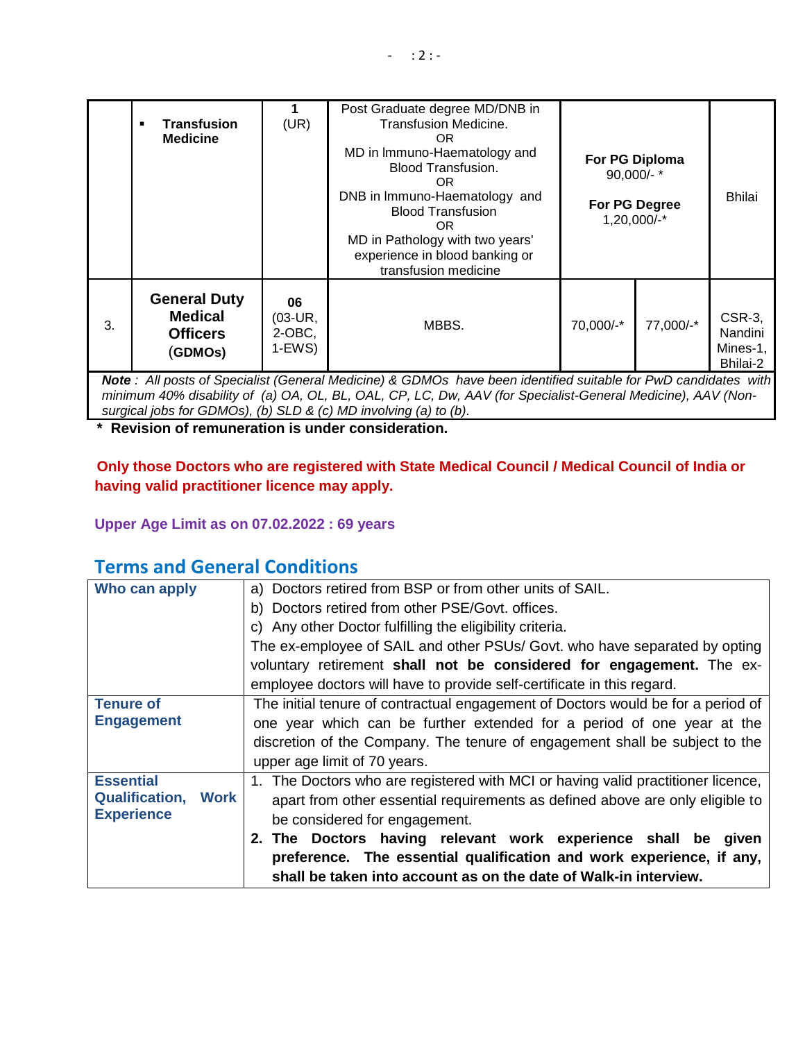| | | | | | | |
|---|---|---|---|---|---|---|
| | ▪ **Transfusion Medicine** | **1** (UR) | Post Graduate degree MD/DNB in Transfusion Medicine.<br>OR<br>MD in Immuno-Haematology and Blood Transfusion.<br>OR<br>DNB in Immuno-Haematology and Blood Transfusion<br>OR<br>MD in Pathology with two years' experience in blood banking or transfusion medicine | **For PG Diploma**<br>90,000/- *<br>**For PG Degree**<br>1,20,000/-* | | Bhilai |
| 3. | **General Duty Medical Officers** (**GDMOs)** | **06** (03-UR, 2-OBC, 1-EWS) | MBBS. | 70,000/-* | 77,000/-* | CSR-3, Nandini Mines-1, Bhilai-2 |

***Note** : All posts of Specialist (General Medicine) & GDMOs have been identified suitable for PwD candidates with minimum 40% disability of (a) OA, OL, BL, OAL, CP, LC, Dw, AAV (for Specialist-General Medicine), AAV (Non-surgical jobs for GDMOs), (b) SLD & (c) MD involving (a) to (b).*

**\* Revision of remuneration is under consideration.**

**Only those Doctors who are registered with State Medical Council / Medical Council of India or having valid practitioner licence may apply.**

**Upper Age Limit as on 07.02.2022 : 69 years**

## Terms and General Conditions

| | |
|---|---|
| **Who can apply** | a) Doctors retired from BSP or from other units of SAIL.<br>b) Doctors retired from other PSE/Govt. offices.<br>c) Any other Doctor fulfilling the eligibility criteria.<br>The ex-employee of SAIL and other PSUs/ Govt. who have separated by opting voluntary retirement **shall not be considered for engagement.** The ex-employee doctors will have to provide self-certificate in this regard. |
| **Tenure of Engagement** | The initial tenure of contractual engagement of Doctors would be for a period of one year which can be further extended for a period of one year at the discretion of the Company. The tenure of engagement shall be subject to the upper age limit of 70 years. |
| **Essential Qualification, Work Experience** | 1. The Doctors who are registered with MCI or having valid practitioner licence, apart from other essential requirements as defined above are only eligible to be considered for engagement.<br>**2. The Doctors having relevant work experience shall be given preference. The essential qualification and work experience, if any, shall be taken into account as on the date of Walk-in interview.** |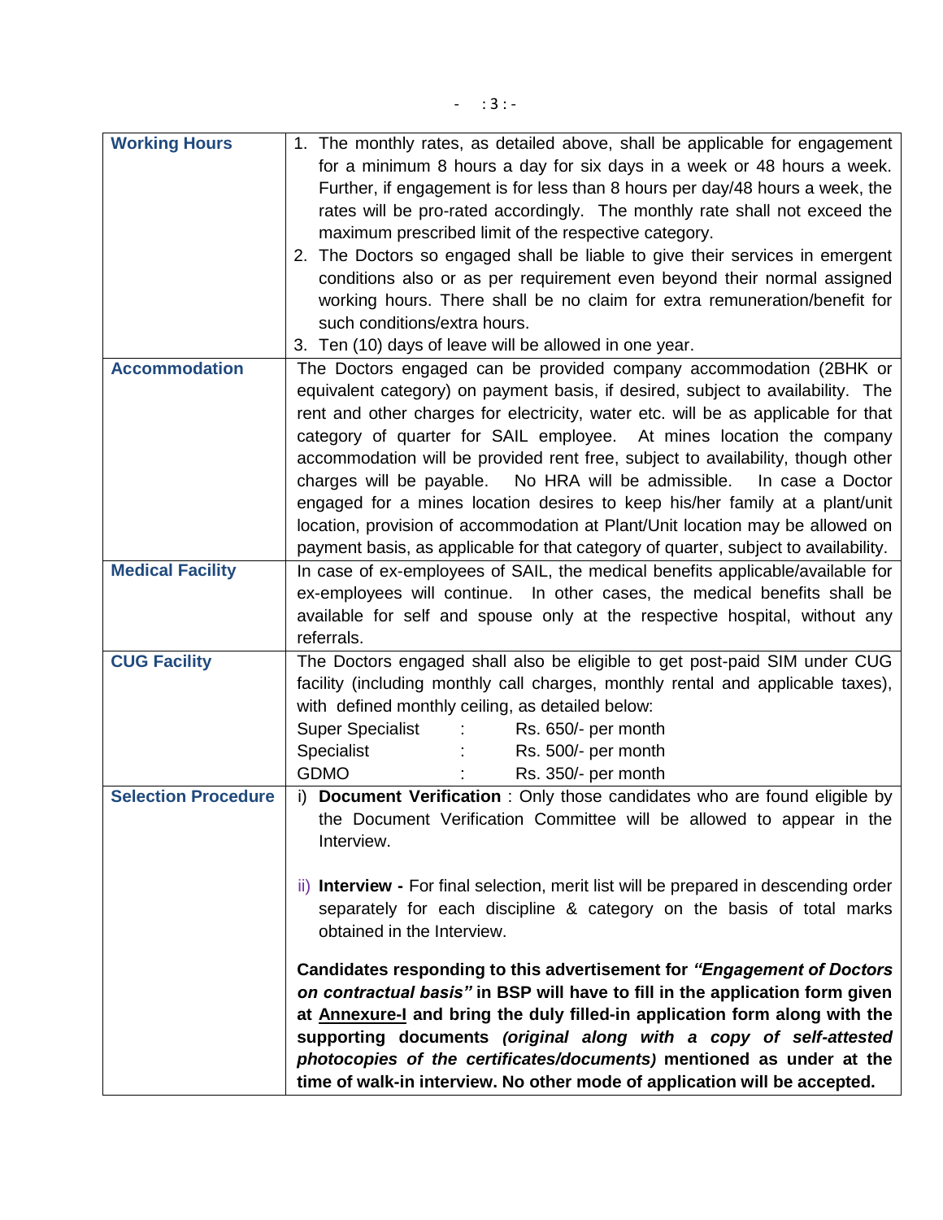| | |
|---|---|
| **Working Hours** | 1. The monthly rates, as detailed above, shall be applicable for engagement for a minimum 8 hours a day for six days in a week or 48 hours a week. Further, if engagement is for less than 8 hours per day/48 hours a week, the rates will be pro-rated accordingly. The monthly rate shall not exceed the maximum prescribed limit of the respective category.<br>2. The Doctors so engaged shall be liable to give their services in emergent conditions also or as per requirement even beyond their normal assigned working hours. There shall be no claim for extra remuneration/benefit for such conditions/extra hours.<br>3. Ten (10) days of leave will be allowed in one year. |
| **Accommodation** | The Doctors engaged can be provided company accommodation (2BHK or equivalent category) on payment basis, if desired, subject to availability. The rent and other charges for electricity, water etc. will be as applicable for that category of quarter for SAIL employee. At mines location the company accommodation will be provided rent free, subject to availability, though other charges will be payable. No HRA will be admissible. In case a Doctor engaged for a mines location desires to keep his/her family at a plant/unit location, provision of accommodation at Plant/Unit location may be allowed on payment basis, as applicable for that category of quarter, subject to availability. |
| **Medical Facility** | In case of ex-employees of SAIL, the medical benefits applicable/available for ex-employees will continue. In other cases, the medical benefits shall be available for self and spouse only at the respective hospital, without any referrals. |
| **CUG Facility** | The Doctors engaged shall also be eligible to get post-paid SIM under CUG facility (including monthly call charges, monthly rental and applicable taxes), with defined monthly ceiling, as detailed below:<br>Super Specialist : Rs. 650/- per month<br>Specialist : Rs. 500/- per month<br>GDMO : Rs. 350/- per month |
| **Selection Procedure** | i) **Document Verification** : Only those candidates who are found eligible by the Document Verification Committee will be allowed to appear in the Interview.<br><br>ii) **Interview -** For final selection, merit list will be prepared in descending order separately for each discipline & category on the basis of total marks obtained in the Interview.<br><br>**Candidates responding to this advertisement for *"Engagement of Doctors on contractual basis"* in BSP will have to fill in the application form given at <u>Annexure-I</u> and bring the duly filled-in application form along with the supporting documents *(original along with a copy of self-attested photocopies of the certificates/documents)* mentioned as under at the time of walk-in interview. No other mode of application will be accepted.** |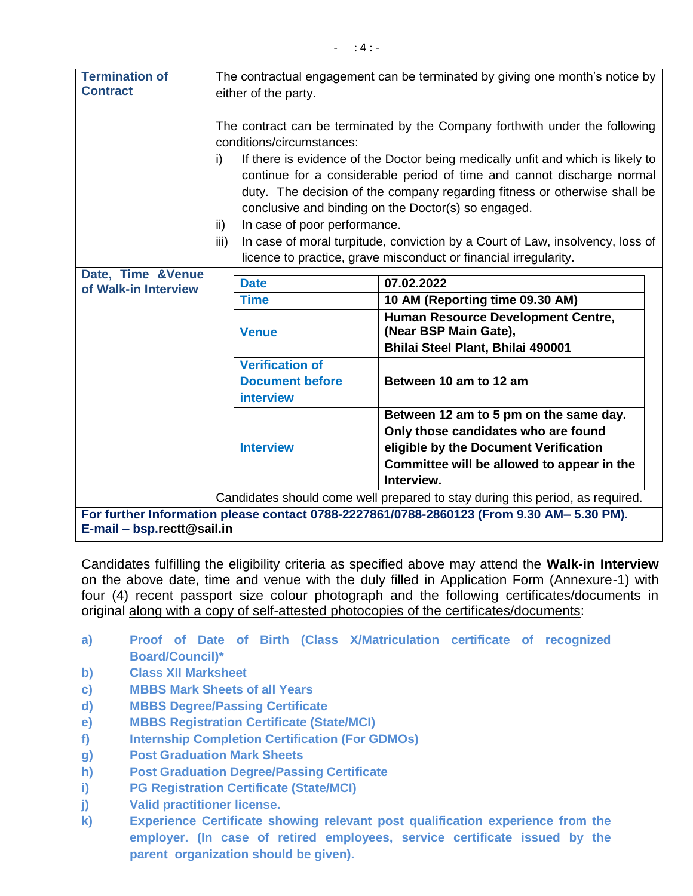| Termination of Contract | The contractual engagement can be terminated by giving one month's notice by either of the party.<br><br>The contract can be terminated by the Company forthwith under the following conditions/circumstances:<br>i) If there is evidence of the Doctor being medically unfit and which is likely to continue for a considerable period of time and cannot discharge normal duty. The decision of the company regarding fitness or otherwise shall be conclusive and binding on the Doctor(s) so engaged.<br>ii) In case of poor performance.<br>iii) In case of moral turpitude, conviction by a Court of Law, insolvency, loss of licence to practice, grave misconduct or financial irregularity. |
|---|---|
| Date, Time &Venue of Walk-in Interview | **Date:** **07.02.2022**<br>**Time:** **10 AM (Reporting time 09.30 AM)**<br>**Venue:** **Human Resource Development Centre, (Near BSP Main Gate), Bhilai Steel Plant, Bhilai 490001**<br>**Verification of Document before interview:** **Between 10 am to 12 am**<br>**Interview:** **Between 12 am to 5 pm on the same day. Only those candidates who are found eligible by the Document Verification Committee will be allowed to appear in the Interview.**<br>Candidates should come well prepared to stay during this period, as required. |
| **For further Information please contact 0788-2227861/0788-2860123 (From 9.30 AM– 5.30 PM). E-mail – bsp.rectt@sail.in** | |

Candidates fulfilling the eligibility criteria as specified above may attend the **Walk-in Interview** on the above date, time and venue with the duly filled in Application Form (Annexure-1) with four (4) recent passport size colour photograph and the following certificates/documents in original along with a copy of self-attested photocopies of the certificates/documents:

- **a) Proof of Date of Birth (Class X/Matriculation certificate of recognized Board/Council)***
- **b) Class XII Marksheet**
- **c) MBBS Mark Sheets of all Years**
- **d) MBBS Degree/Passing Certificate**
- **e) MBBS Registration Certificate (State/MCI)**
- **f) Internship Completion Certification (For GDMOs)**
- **g) Post Graduation Mark Sheets**
- **h) Post Graduation Degree/Passing Certificate**
- **i) PG Registration Certificate (State/MCI)**
- **j) Valid practitioner license.**
- **k) Experience Certificate showing relevant post qualification experience from the employer. (In case of retired employees, service certificate issued by the parent organization should be given).**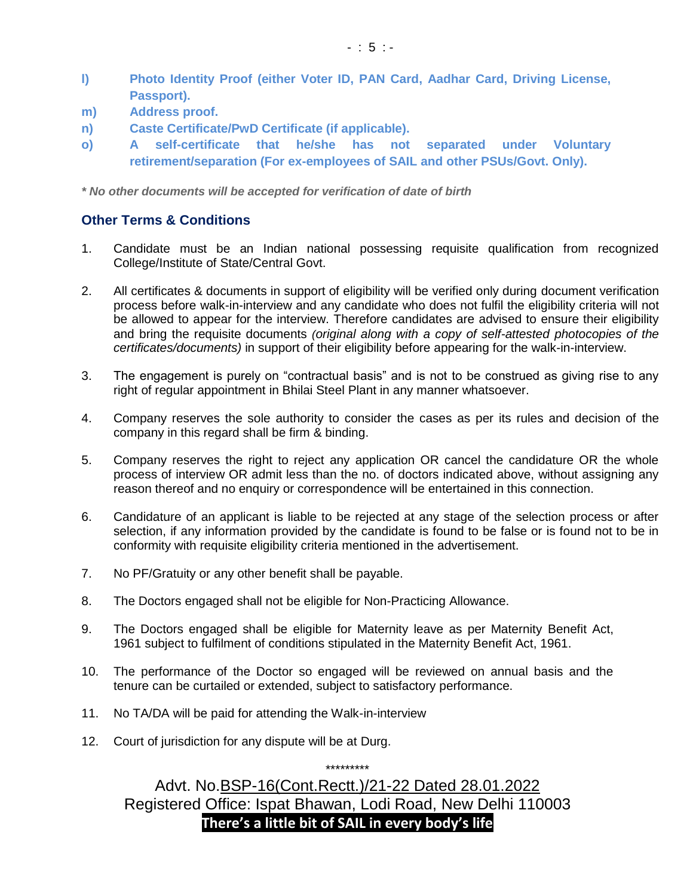**l) Photo Identity Proof (either Voter ID, PAN Card, Aadhar Card, Driving License, Passport).**

**m) Address proof.**

**n) Caste Certificate/PwD Certificate (if applicable).**

**o) A self-certificate that he/she has not separated under Voluntary retirement/separation (For ex-employees of SAIL and other PSUs/Govt. Only).**

***\* No other documents will be accepted for verification of date of birth***

### Other Terms & Conditions

1. Candidate must be an Indian national possessing requisite qualification from recognized College/Institute of State/Central Govt.

2. All certificates & documents in support of eligibility will be verified only during document verification process before walk-in-interview and any candidate who does not fulfil the eligibility criteria will not be allowed to appear for the interview. Therefore candidates are advised to ensure their eligibility and bring the requisite documents *(original along with a copy of self-attested photocopies of the certificates/documents)* in support of their eligibility before appearing for the walk-in-interview.

3. The engagement is purely on "contractual basis" and is not to be construed as giving rise to any right of regular appointment in Bhilai Steel Plant in any manner whatsoever.

4. Company reserves the sole authority to consider the cases as per its rules and decision of the company in this regard shall be firm & binding.

5. Company reserves the right to reject any application OR cancel the candidature OR the whole process of interview OR admit less than the no. of doctors indicated above, without assigning any reason thereof and no enquiry or correspondence will be entertained in this connection.

6. Candidature of an applicant is liable to be rejected at any stage of the selection process or after selection, if any information provided by the candidate is found to be false or is found not to be in conformity with requisite eligibility criteria mentioned in the advertisement.

7. No PF/Gratuity or any other benefit shall be payable.

8. The Doctors engaged shall not be eligible for Non-Practicing Allowance.

9. The Doctors engaged shall be eligible for Maternity leave as per Maternity Benefit Act, 1961 subject to fulfilment of conditions stipulated in the Maternity Benefit Act, 1961.

10. The performance of the Doctor so engaged will be reviewed on annual basis and the tenure can be curtailed or extended, subject to satisfactory performance.

11. No TA/DA will be paid for attending the Walk-in-interview

12. Court of jurisdiction for any dispute will be at Durg.

\*\*\*\*\*\*\*\*\*

Advt. No.BSP-16(Cont.Rectt.)/21-22 Dated 28.01.2022

Registered Office: Ispat Bhawan, Lodi Road, New Delhi 110003

**There's a little bit of SAIL in every body's life**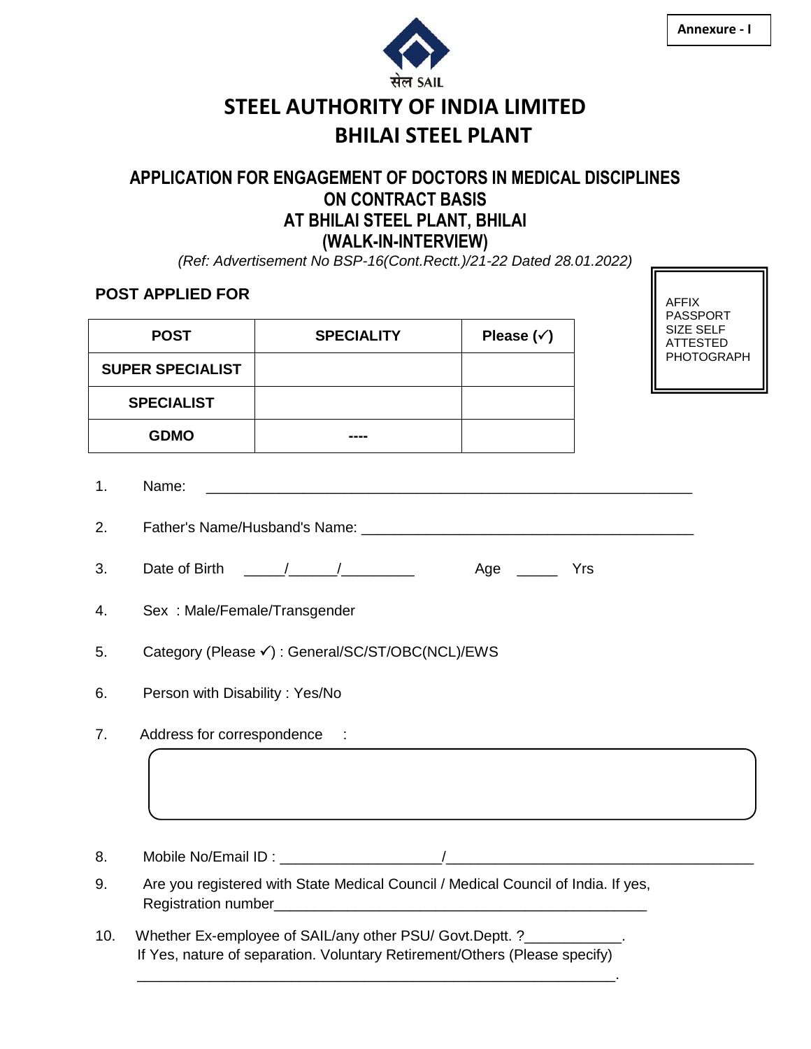**Annexure - I**

सेल SAIL

# STEEL AUTHORITY OF INDIA LIMITED
# BHILAI STEEL PLANT

## APPLICATION FOR ENGAGEMENT OF DOCTORS IN MEDICAL DISCIPLINES ON CONTRACT BASIS AT BHILAI STEEL PLANT, BHILAI (WALK-IN-INTERVIEW)

*(Ref: Advertisement No BSP-16(Cont.Rectt.)/21-22 Dated 28.01.2022)*

AFFIX PASSPORT SIZE SELF ATTESTED PHOTOGRAPH

**POST APPLIED FOR**

| POST | SPECIALITY | Please (✓) |
|---|---|---|
| SUPER SPECIALIST | | |
| SPECIALIST | | |
| GDMO | ---- | |

1. Name: ____________________________________________________________

2. Father's Name/Husband's Name: ________________________________________

3. Date of Birth _____/______/_________ Age _____ Yrs

4. Sex : Male/Female/Transgender

5. Category (Please ✓) : General/SC/ST/OBC(NCL)/EWS

6. Person with Disability : Yes/No

7. Address for correspondence :

8. Mobile No/Email ID : ____________________/______________________________________

9. Are you registered with State Medical Council / Medical Council of India. If yes, Registration number_______________________________________________

10. Whether Ex-employee of SAIL/any other PSU/ Govt.Deptt. ?____________.
If Yes, nature of separation. Voluntary Retirement/Others (Please specify)
_____________________________________________________________.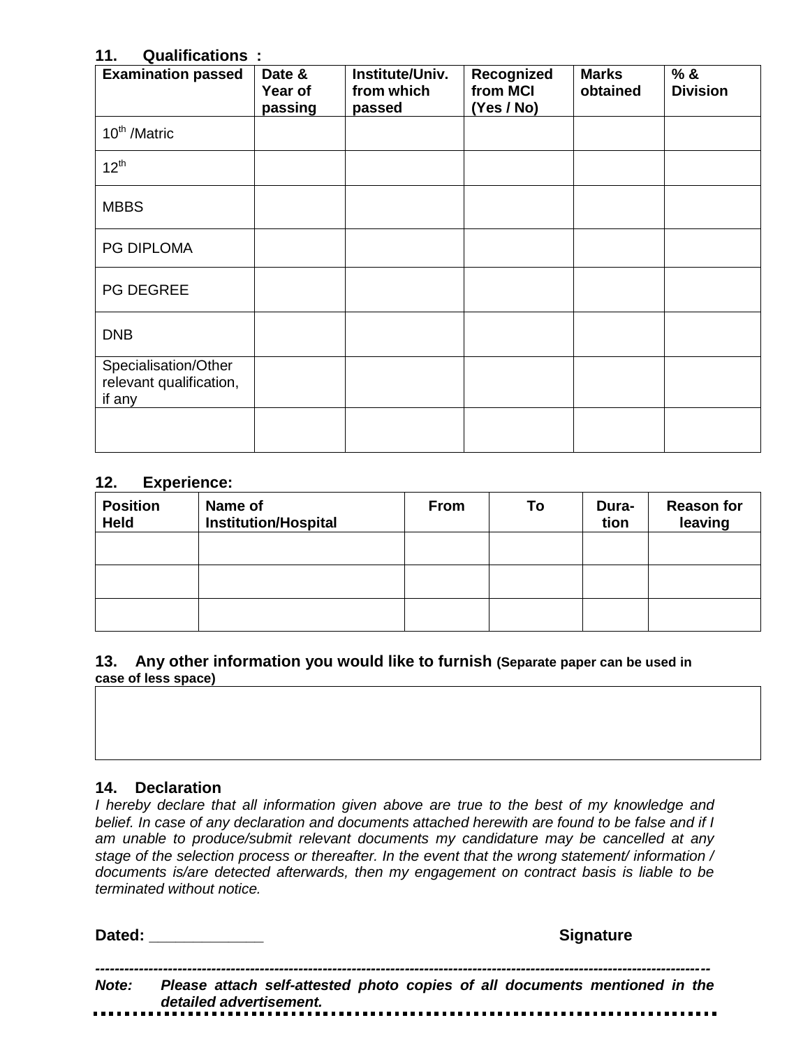**11. Qualifications :**

| Examination passed | Date & Year of passing | Institute/Univ. from which passed | Recognized from MCI (Yes / No) | Marks obtained | % & Division |
|---|---|---|---|---|---|
| 10th /Matric | | | | | |
| 12th | | | | | |
| MBBS | | | | | |
| PG DIPLOMA | | | | | |
| PG DEGREE | | | | | |
| DNB | | | | | |
| Specialisation/Other relevant qualification, if any | | | | | |
| | | | | | |

**12. Experience:**

| Position Held | Name of Institution/Hospital | From | To | Duration | Reason for leaving |
|---|---|---|---|---|---|
| | | | | | |
| | | | | | |
| | | | | | |

**13. Any other information you would like to furnish (Separate paper can be used in case of less space)**

| |
|---|
| |

**14. Declaration**

*I hereby declare that all information given above are true to the best of my knowledge and belief. In case of any declaration and documents attached herewith are found to be false and if I am unable to produce/submit relevant documents my candidature may be cancelled at any stage of the selection process or thereafter. In the event that the wrong statement/ information / documents is/are detected afterwards, then my engagement on contract basis is liable to be terminated without notice.*

**Dated: _____________** **Signature**

---

***Note: Please attach self-attested photo copies of all documents mentioned in the detailed advertisement.***